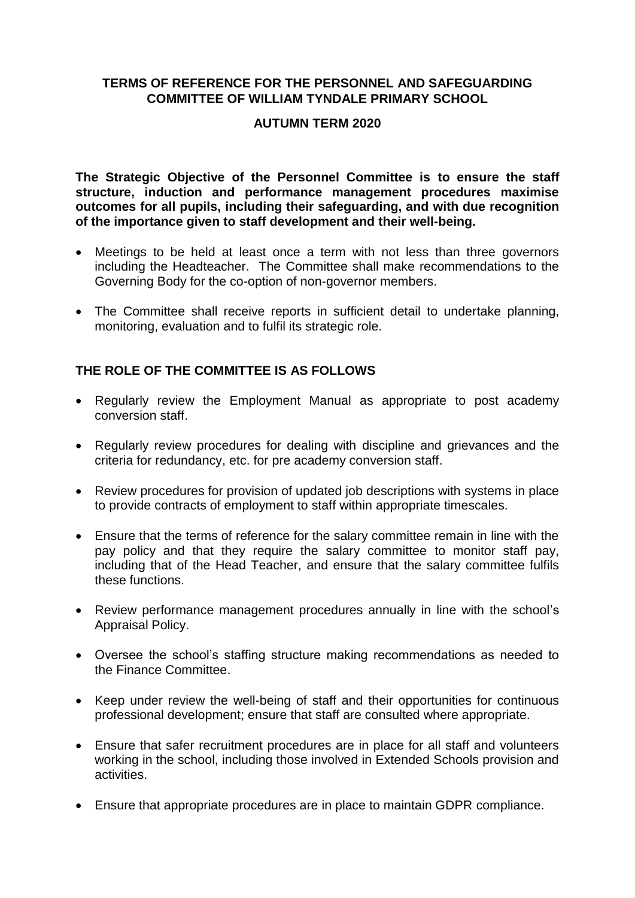# TERMS OF REFERENCE FOR THE PERSONNEL AND SAFEGUARDING COMMITTEE OF WILLIAM TYNDALE PRIMARY SCHOOL

## AUTUMN TERM 2020

**The Strategic Objective of the Personnel Committee is to ensure the staff structure, induction and performance management procedures maximise outcomes for all pupils, including their safeguarding, and with due recognition of the importance given to staff development and their well-being.**

- Meetings to be held at least once a term with not less than three governors including the Headteacher. The Committee shall make recommendations to the Governing Body for the co-option of non-governor members.
- The Committee shall receive reports in sufficient detail to undertake planning, monitoring, evaluation and to fulfil its strategic role.

## THE ROLE OF THE COMMITTEE IS AS FOLLOWS

- Regularly review the Employment Manual as appropriate to post academy conversion staff.
- Regularly review procedures for dealing with discipline and grievances and the criteria for redundancy, etc. for pre academy conversion staff.
- Review procedures for provision of updated job descriptions with systems in place to provide contracts of employment to staff within appropriate timescales.
- Ensure that the terms of reference for the salary committee remain in line with the pay policy and that they require the salary committee to monitor staff pay, including that of the Head Teacher, and ensure that the salary committee fulfils these functions.
- Review performance management procedures annually in line with the school's Appraisal Policy.
- Oversee the school's staffing structure making recommendations as needed to the Finance Committee.
- Keep under review the well-being of staff and their opportunities for continuous professional development; ensure that staff are consulted where appropriate.
- Ensure that safer recruitment procedures are in place for all staff and volunteers working in the school, including those involved in Extended Schools provision and activities.
- Ensure that appropriate procedures are in place to maintain GDPR compliance.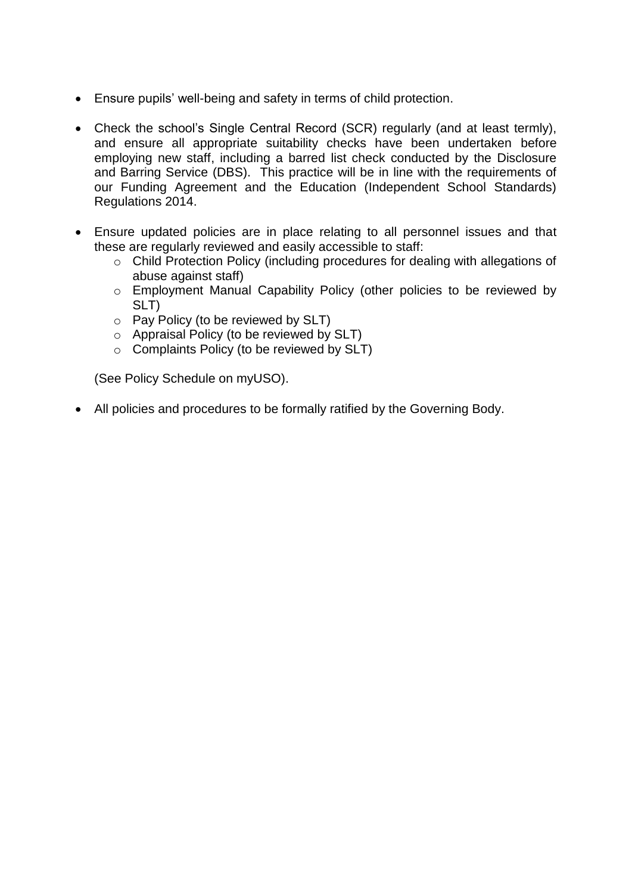- Ensure pupils' well-being and safety in terms of child protection.

- Check the school's Single Central Record (SCR) regularly (and at least termly), and ensure all appropriate suitability checks have been undertaken before employing new staff, including a barred list check conducted by the Disclosure and Barring Service (DBS). This practice will be in line with the requirements of our Funding Agreement and the Education (Independent School Standards) Regulations 2014.

- Ensure updated policies are in place relating to all personnel issues and that these are regularly reviewed and easily accessible to staff:
  - Child Protection Policy (including procedures for dealing with allegations of abuse against staff)
  - Employment Manual Capability Policy (other policies to be reviewed by SLT)
  - Pay Policy (to be reviewed by SLT)
  - Appraisal Policy (to be reviewed by SLT)
  - Complaints Policy (to be reviewed by SLT)

  (See Policy Schedule on myUSO).

- All policies and procedures to be formally ratified by the Governing Body.